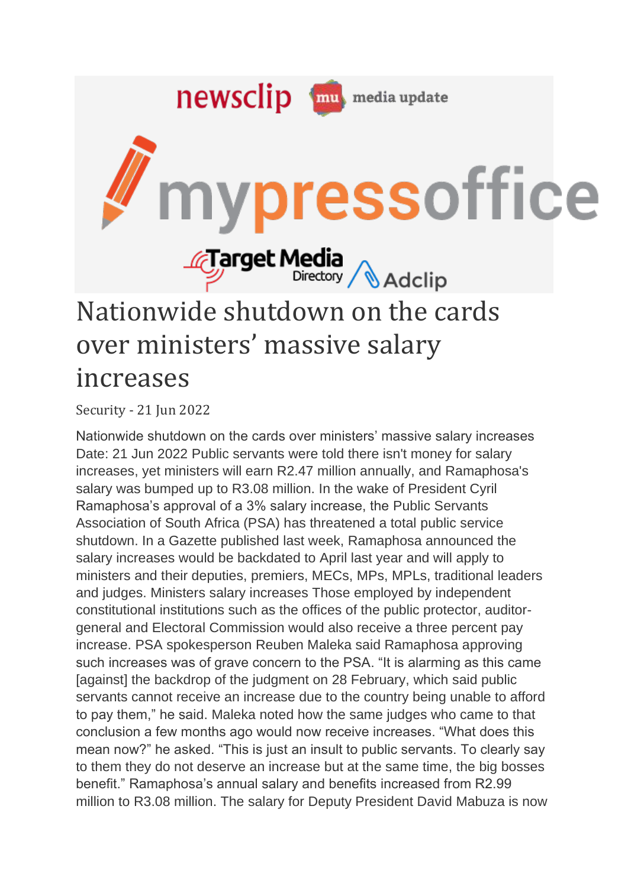# Nationwide shutdown on the cards over ministers' massive salary increases

Security - 21 Jun 2022

Nationwide shutdown on the cards over ministers' massive salary increases Date: 21 Jun 2022 Public servants were told there isn't money for salary increases, yet ministers will earn R2.47 million annually, and Ramaphosa's salary was bumped up to R3.08 million. In the wake of President Cyril Ramaphosa's approval of a 3% salary increase, the Public Servants Association of South Africa (PSA) has threatened a total public service shutdown. In a Gazette published last week, Ramaphosa announced the salary increases would be backdated to April last year and will apply to ministers and their deputies, premiers, MECs, MPs, MPLs, traditional leaders and judges. Ministers salary increases Those employed by independent constitutional institutions such as the offices of the public protector, auditor-general and Electoral Commission would also receive a three percent pay increase. PSA spokesperson Reuben Maleka said Ramaphosa approving such increases was of grave concern to the PSA. "It is alarming as this came [against] the backdrop of the judgment on 28 February, which said public servants cannot receive an increase due to the country being unable to afford to pay them," he said. Maleka noted how the same judges who came to that conclusion a few months ago would now receive increases. "What does this mean now?" he asked. "This is just an insult to public servants. To clearly say to them they do not deserve an increase but at the same time, the big bosses benefit." Ramaphosa's annual salary and benefits increased from R2.99 million to R3.08 million. The salary for Deputy President David Mabuza is now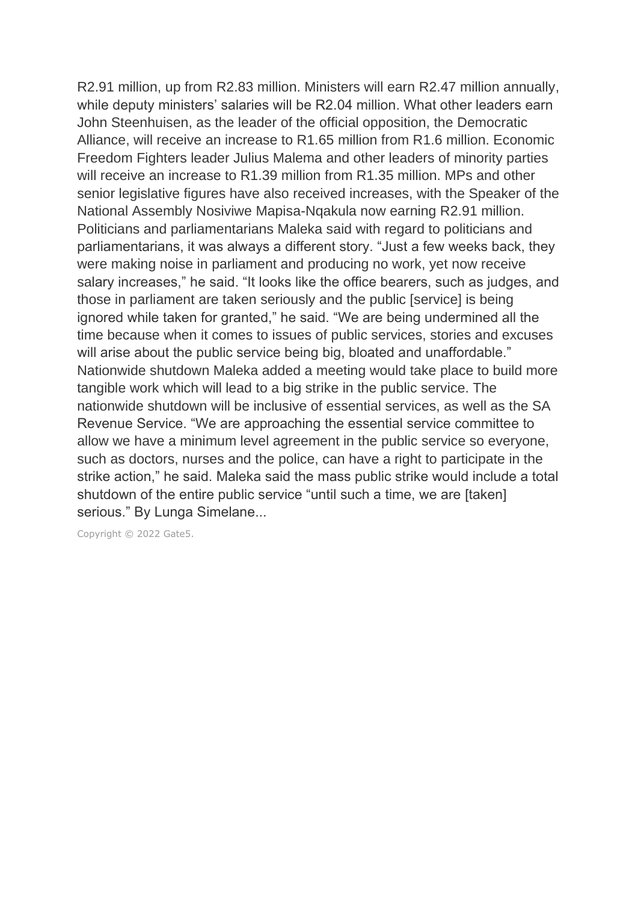R2.91 million, up from R2.83 million. Ministers will earn R2.47 million annually, while deputy ministers' salaries will be R2.04 million. What other leaders earn John Steenhuisen, as the leader of the official opposition, the Democratic Alliance, will receive an increase to R1.65 million from R1.6 million. Economic Freedom Fighters leader Julius Malema and other leaders of minority parties will receive an increase to R1.39 million from R1.35 million. MPs and other senior legislative figures have also received increases, with the Speaker of the National Assembly Nosiviwe Mapisa-Nqakula now earning R2.91 million. Politicians and parliamentarians Maleka said with regard to politicians and parliamentarians, it was always a different story. "Just a few weeks back, they were making noise in parliament and producing no work, yet now receive salary increases," he said. "It looks like the office bearers, such as judges, and those in parliament are taken seriously and the public [service] is being ignored while taken for granted," he said. "We are being undermined all the time because when it comes to issues of public services, stories and excuses will arise about the public service being big, bloated and unaffordable." Nationwide shutdown Maleka added a meeting would take place to build more tangible work which will lead to a big strike in the public service. The nationwide shutdown will be inclusive of essential services, as well as the SA Revenue Service. "We are approaching the essential service committee to allow we have a minimum level agreement in the public service so everyone, such as doctors, nurses and the police, can have a right to participate in the strike action," he said. Maleka said the mass public strike would include a total shutdown of the entire public service "until such a time, we are [taken] serious." By Lunga Simelane...

Copyright © 2022 Gate5.